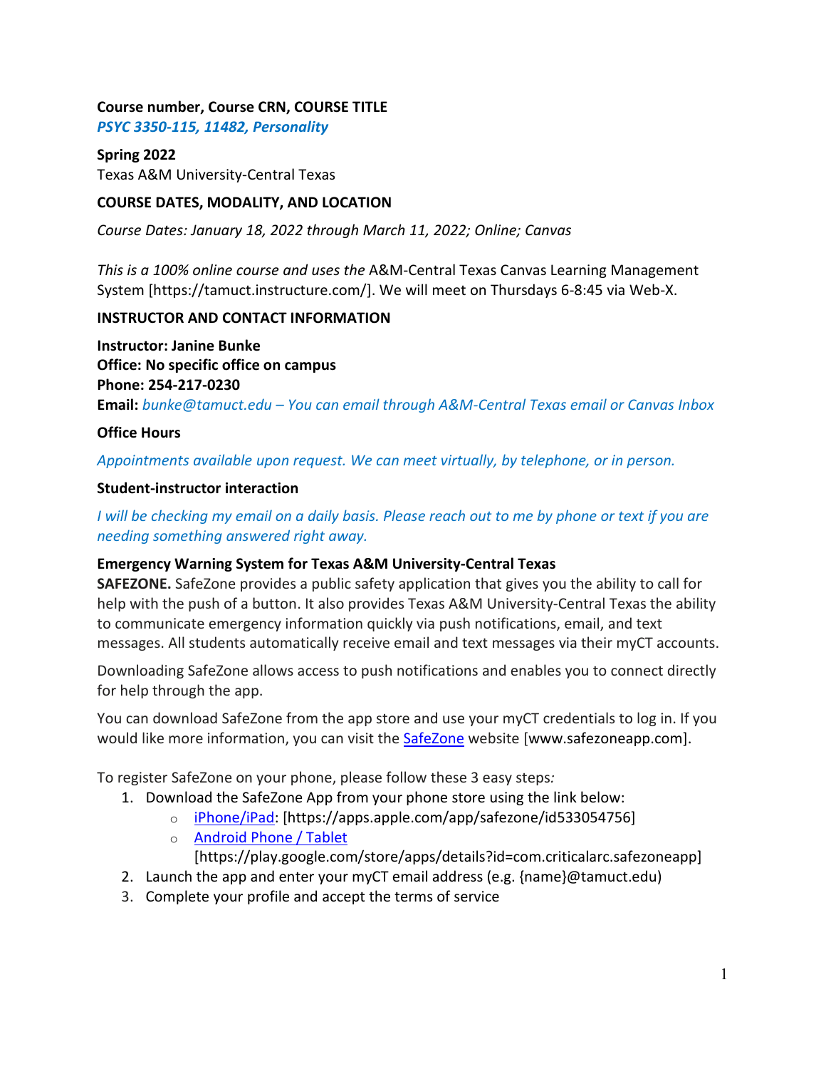**Course number, Course CRN, COURSE TITLE**
*PSYC 3350-115, 11482, Personality*

**Spring 2022**
Texas A&M University-Central Texas

**COURSE DATES, MODALITY, AND LOCATION**

*Course Dates: January 18, 2022 through March 11, 2022; Online; Canvas*

*This is a 100% online course and uses the* A&M-Central Texas Canvas Learning Management System [https://tamuct.instructure.com/]. We will meet on Thursdays 6-8:45 via Web-X.

**INSTRUCTOR AND CONTACT INFORMATION**

**Instructor: Janine Bunke**
**Office: No specific office on campus**
**Phone: 254-217-0230**
**Email:** *bunke@tamuct.edu – You can email through A&M-Central Texas email or Canvas Inbox*

**Office Hours**

*Appointments available upon request. We can meet virtually, by telephone, or in person.*

**Student-instructor interaction**

*I will be checking my email on a daily basis. Please reach out to me by phone or text if you are needing something answered right away.*

**Emergency Warning System for Texas A&M University-Central Texas**

**SAFEZONE.** SafeZone provides a public safety application that gives you the ability to call for help with the push of a button. It also provides Texas A&M University-Central Texas the ability to communicate emergency information quickly via push notifications, email, and text messages. All students automatically receive email and text messages via their myCT accounts.

Downloading SafeZone allows access to push notifications and enables you to connect directly for help through the app.

You can download SafeZone from the app store and use your myCT credentials to log in. If you would like more information, you can visit the SafeZone website [www.safezoneapp.com].

To register SafeZone on your phone, please follow these 3 easy steps*:*

1. Download the SafeZone App from your phone store using the link below:
   - iPhone/iPad: [https://apps.apple.com/app/safezone/id533054756]
   - Android Phone / Tablet [https://play.google.com/store/apps/details?id=com.criticalarc.safezoneapp]
2. Launch the app and enter your myCT email address (e.g. {name}@tamuct.edu)
3. Complete your profile and accept the terms of service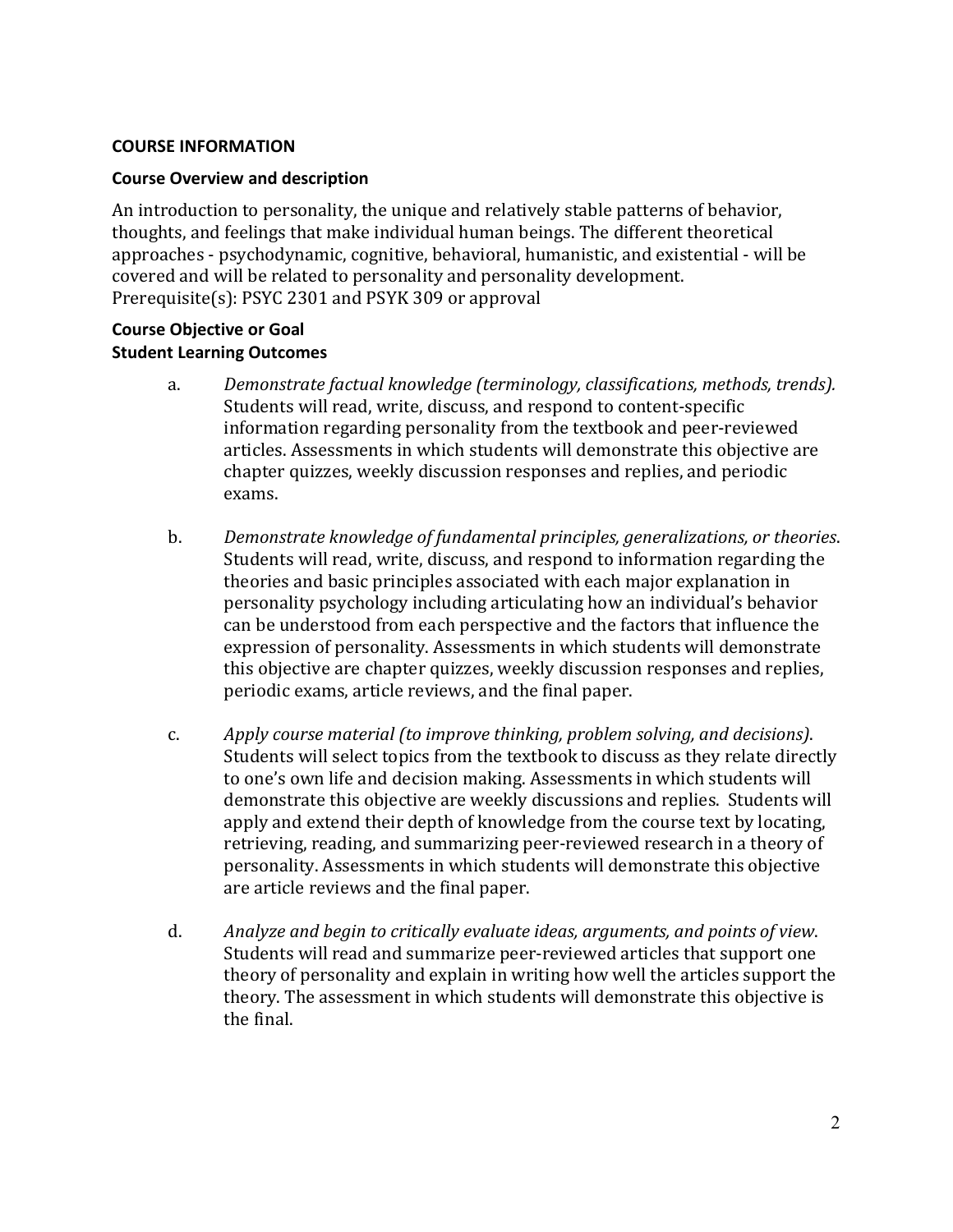**COURSE INFORMATION**

**Course Overview and description**

An introduction to personality, the unique and relatively stable patterns of behavior, thoughts, and feelings that make individual human beings. The different theoretical approaches - psychodynamic, cognitive, behavioral, humanistic, and existential - will be covered and will be related to personality and personality development.
Prerequisite(s): PSYC 2301 and PSYK 309 or approval

**Course Objective or Goal**
**Student Learning Outcomes**

a. *Demonstrate factual knowledge (terminology, classifications, methods, trends).* Students will read, write, discuss, and respond to content-specific information regarding personality from the textbook and peer-reviewed articles. Assessments in which students will demonstrate this objective are chapter quizzes, weekly discussion responses and replies, and periodic exams.

b. *Demonstrate knowledge of fundamental principles, generalizations, or theories*. Students will read, write, discuss, and respond to information regarding the theories and basic principles associated with each major explanation in personality psychology including articulating how an individual's behavior can be understood from each perspective and the factors that influence the expression of personality. Assessments in which students will demonstrate this objective are chapter quizzes, weekly discussion responses and replies, periodic exams, article reviews, and the final paper.

c. *Apply course material (to improve thinking, problem solving, and decisions)*. Students will select topics from the textbook to discuss as they relate directly to one's own life and decision making. Assessments in which students will demonstrate this objective are weekly discussions and replies. Students will apply and extend their depth of knowledge from the course text by locating, retrieving, reading, and summarizing peer-reviewed research in a theory of personality. Assessments in which students will demonstrate this objective are article reviews and the final paper.

d. *Analyze and begin to critically evaluate ideas, arguments, and points of view*. Students will read and summarize peer-reviewed articles that support one theory of personality and explain in writing how well the articles support the theory. The assessment in which students will demonstrate this objective is the final.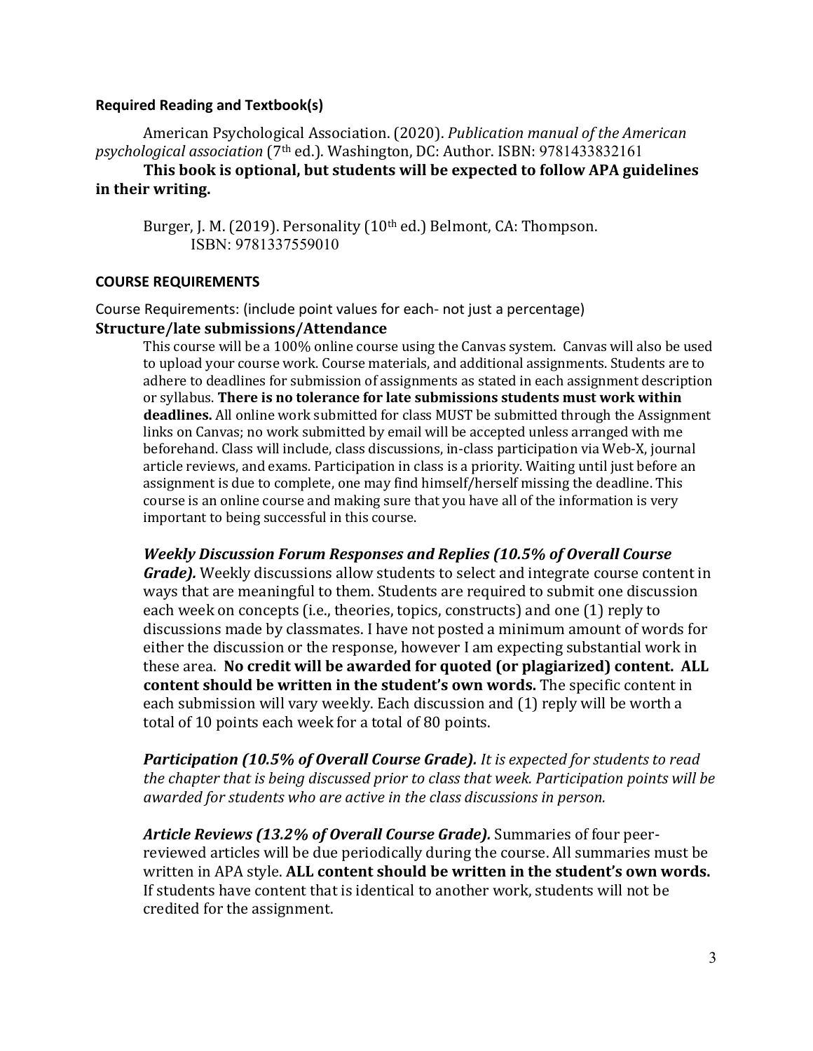### Required Reading and Textbook(s)

American Psychological Association. (2020). *Publication manual of the American psychological association* (7th ed.). Washington, DC: Author. ISBN: 9781433832161

**This book is optional, but students will be expected to follow APA guidelines in their writing.**

Burger, J. M. (2019). Personality (10th ed.) Belmont, CA: Thompson. ISBN: 9781337559010

### COURSE REQUIREMENTS

Course Requirements: (include point values for each- not just a percentage)

**Structure/late submissions/Attendance**

This course will be a 100% online course using the Canvas system. Canvas will also be used to upload your course work. Course materials, and additional assignments. Students are to adhere to deadlines for submission of assignments as stated in each assignment description or syllabus. **There is no tolerance for late submissions students must work within deadlines.** All online work submitted for class MUST be submitted through the Assignment links on Canvas; no work submitted by email will be accepted unless arranged with me beforehand. Class will include, class discussions, in-class participation via Web-X, journal article reviews, and exams. Participation in class is a priority. Waiting until just before an assignment is due to complete, one may find himself/herself missing the deadline. This course is an online course and making sure that you have all of the information is very important to being successful in this course.

***Weekly Discussion Forum Responses and Replies (10.5% of Overall Course Grade).*** Weekly discussions allow students to select and integrate course content in ways that are meaningful to them. Students are required to submit one discussion each week on concepts (i.e., theories, topics, constructs) and one (1) reply to discussions made by classmates. I have not posted a minimum amount of words for either the discussion or the response, however I am expecting substantial work in these area. **No credit will be awarded for quoted (or plagiarized) content. ALL content should be written in the student's own words.** The specific content in each submission will vary weekly. Each discussion and (1) reply will be worth a total of 10 points each week for a total of 80 points.

***Participation (10.5% of Overall Course Grade).*** *It is expected for students to read the chapter that is being discussed prior to class that week. Participation points will be awarded for students who are active in the class discussions in person.*

***Article Reviews (13.2% of Overall Course Grade).*** Summaries of four peer-reviewed articles will be due periodically during the course. All summaries must be written in APA style. **ALL content should be written in the student's own words.** If students have content that is identical to another work, students will not be credited for the assignment.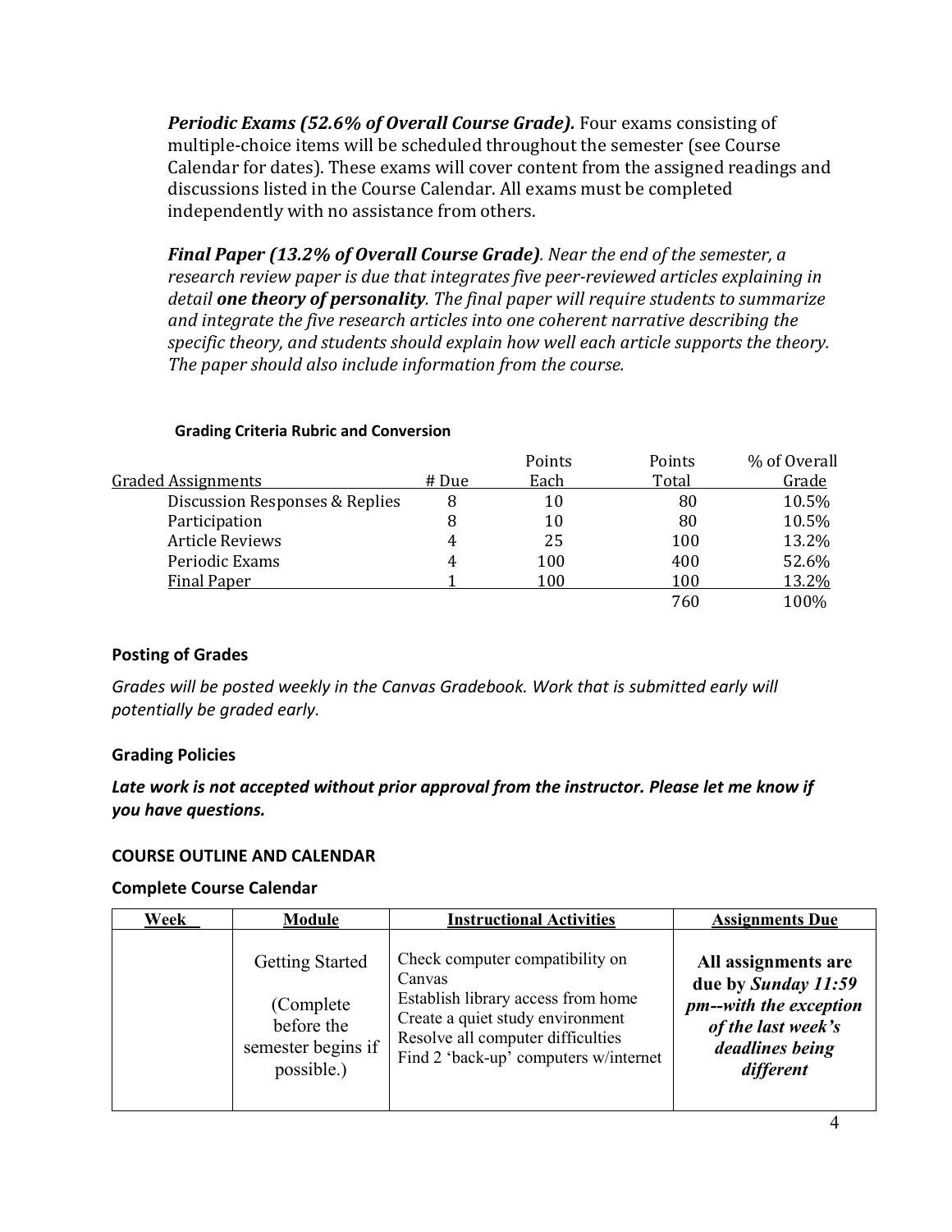***Periodic Exams (52.6% of Overall Course Grade).*** Four exams consisting of multiple-choice items will be scheduled throughout the semester (see Course Calendar for dates). These exams will cover content from the assigned readings and discussions listed in the Course Calendar. All exams must be completed independently with no assistance from others.

***Final Paper (13.2% of Overall Course Grade)****. Near the end of the semester, a research review paper is due that integrates five peer-reviewed articles explaining in detail* ***one theory of personality****. The final paper will require students to summarize and integrate the five research articles into one coherent narrative describing the specific theory, and students should explain how well each article supports the theory. The paper should also include information from the course.*

**Grading Criteria Rubric and Conversion**

| Graded Assignments | # Due | Points Each | Points Total | % of Overall Grade |
|---|---|---|---|---|
| Discussion Responses & Replies | 8 | 10 | 80 | 10.5% |
| Participation | 8 | 10 | 80 | 10.5% |
| Article Reviews | 4 | 25 | 100 | 13.2% |
| Periodic Exams | 4 | 100 | 400 | 52.6% |
| Final Paper | 1 | 100 | 100 | 13.2% |
| | | | 760 | 100% |

### Posting of Grades

*Grades will be posted weekly in the Canvas Gradebook. Work that is submitted early will potentially be graded early.*

### Grading Policies

***Late work is not accepted without prior approval from the instructor. Please let me know if you have questions.***

### COURSE OUTLINE AND CALENDAR

### Complete Course Calendar

| Week | Module | Instructional Activities | Assignments Due |
|---|---|---|---|
| | Getting Started<br><br>(Complete before the semester begins if possible.) | Check computer compatibility on Canvas<br>Establish library access from home<br>Create a quiet study environment<br>Resolve all computer difficulties<br>Find 2 'back-up' computers w/internet | **All assignments are due by *Sunday 11:59 pm--with the exception of the last week's deadlines being different*** |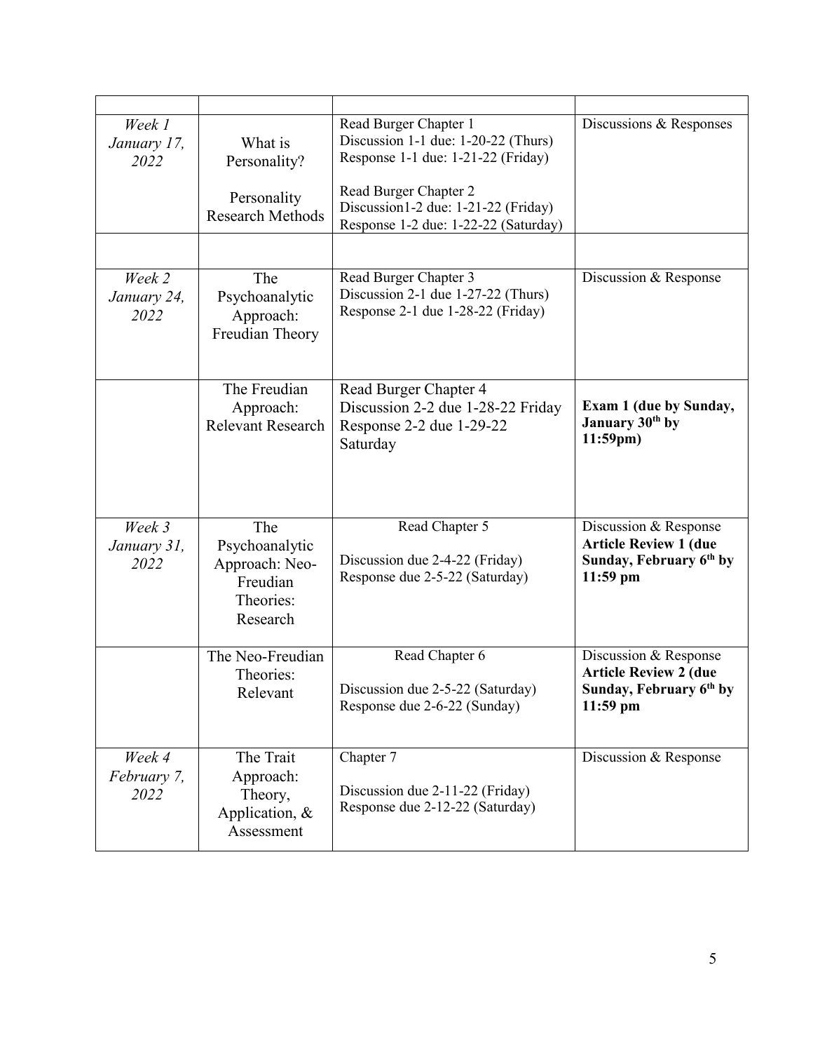| | | | |
|---|---|---|---|
| *Week 1 January 17, 2022* | What is Personality?<br><br>Personality Research Methods | Read Burger Chapter 1<br>Discussion 1-1 due: 1-20-22 (Thurs)<br>Response 1-1 due: 1-21-22 (Friday)<br><br>Read Burger Chapter 2<br>Discussion1-2 due: 1-21-22 (Friday)<br>Response 1-2 due: 1-22-22 (Saturday) | Discussions & Responses |
| | | | |
| *Week 2 January 24, 2022* | The Psychoanalytic Approach: Freudian Theory | Read Burger Chapter 3<br>Discussion 2-1 due 1-27-22 (Thurs)<br>Response 2-1 due 1-28-22 (Friday) | Discussion & Response |
| | The Freudian Approach: Relevant Research | Read Burger Chapter 4<br>Discussion 2-2 due 1-28-22 Friday<br>Response 2-2 due 1-29-22 Saturday | **Exam 1 (due by Sunday, January 30th by 11:59pm)** |
| *Week 3 January 31, 2022* | The Psychoanalytic Approach: Neo-Freudian Theories: Research | Read Chapter 5<br><br>Discussion due 2-4-22 (Friday)<br>Response due 2-5-22 (Saturday) | Discussion & Response<br>**Article Review 1 (due Sunday, February 6th by 11:59 pm** |
| | The Neo-Freudian Theories: Relevant | Read Chapter 6<br><br>Discussion due 2-5-22 (Saturday)<br>Response due 2-6-22 (Sunday) | Discussion & Response<br>**Article Review 2 (due Sunday, February 6th by 11:59 pm** |
| *Week 4 February 7, 2022* | The Trait Approach: Theory, Application, & Assessment | Chapter 7<br><br>Discussion due 2-11-22 (Friday)<br>Response due 2-12-22 (Saturday) | Discussion & Response |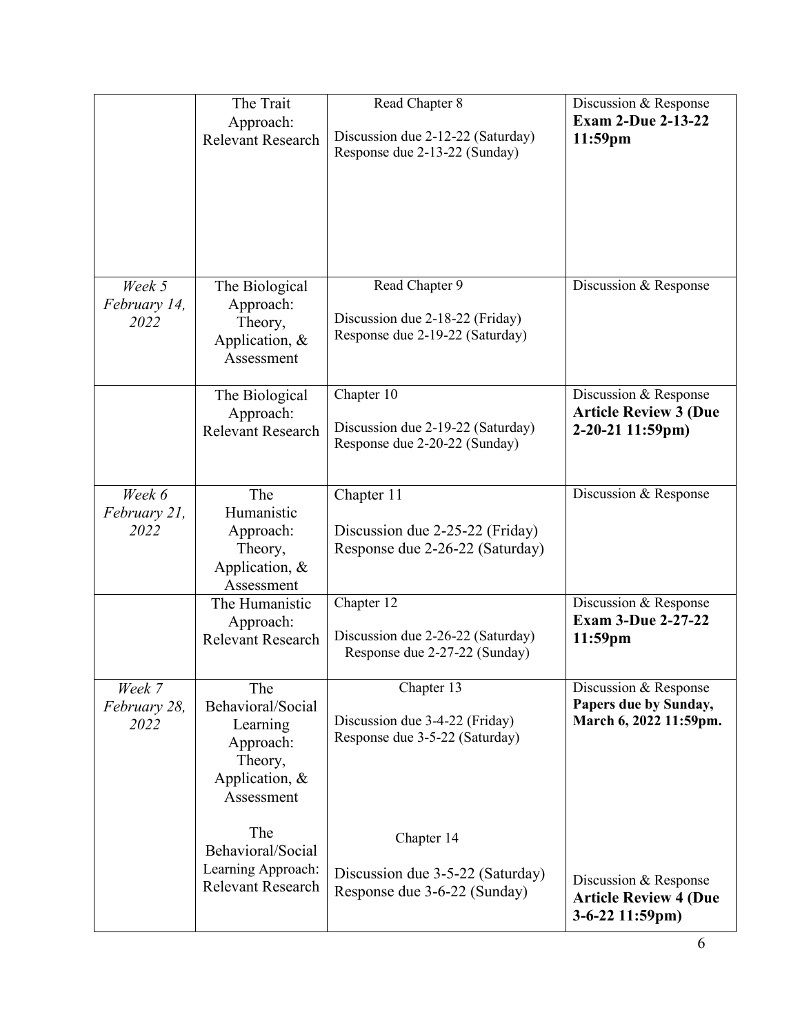| | | | |
|---|---|---|---|
| | The Trait Approach: Relevant Research | Read Chapter 8<br><br>Discussion due 2-12-22 (Saturday)<br>Response due 2-13-22 (Sunday) | Discussion & Response<br>**Exam 2-Due 2-13-22 11:59pm** |
| *Week 5 February 14, 2022* | The Biological Approach: Theory, Application, & Assessment | Read Chapter 9<br><br>Discussion due 2-18-22 (Friday)<br>Response due 2-19-22 (Saturday) | Discussion & Response |
| | The Biological Approach: Relevant Research | Chapter 10<br><br>Discussion due 2-19-22 (Saturday)<br>Response due 2-20-22 (Sunday) | Discussion & Response<br>**Article Review 3 (Due 2-20-21 11:59pm)** |
| *Week 6 February 21, 2022* | The Humanistic Approach: Theory, Application, & Assessment | Chapter 11<br><br>Discussion due 2-25-22 (Friday)<br>Response due 2-26-22 (Saturday) | Discussion & Response |
| | The Humanistic Approach: Relevant Research | Chapter 12<br><br>Discussion due 2-26-22 (Saturday)<br>Response due 2-27-22 (Sunday) | Discussion & Response<br>**Exam 3-Due 2-27-22 11:59pm** |
| *Week 7 February 28, 2022* | The Behavioral/Social Learning Approach: Theory, Application, & Assessment<br><br>The Behavioral/Social Learning Approach: Relevant Research | Chapter 13<br><br>Discussion due 3-4-22 (Friday)<br>Response due 3-5-22 (Saturday)<br><br>Chapter 14<br><br>Discussion due 3-5-22 (Saturday)<br>Response due 3-6-22 (Sunday) | Discussion & Response<br>**Papers due by Sunday, March 6, 2022 11:59pm.**<br><br>Discussion & Response<br>**Article Review 4 (Due 3-6-22 11:59pm)** |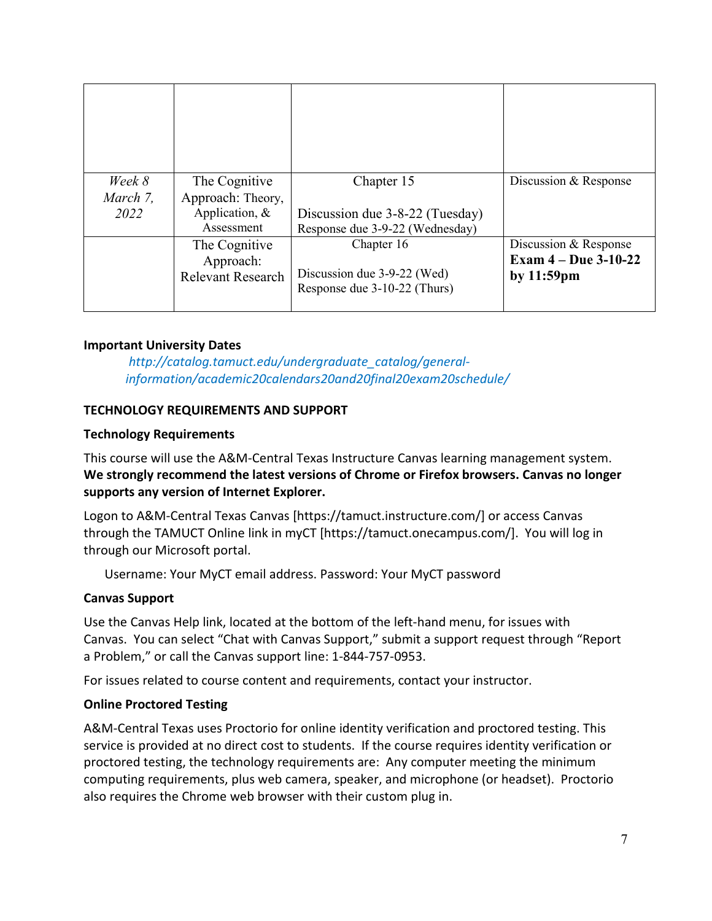| | | | |
|---|---|---|---|
| | | | |
| *Week 8 March 7, 2022* | The Cognitive Approach: Theory, Application, & Assessment | Chapter 15<br><br>Discussion due 3-8-22 (Tuesday)<br>Response due 3-9-22 (Wednesday) | Discussion & Response |
| | The Cognitive Approach: Relevant Research | Chapter 16<br><br>Discussion due 3-9-22 (Wed)<br>Response due 3-10-22 (Thurs) | Discussion & Response<br>**Exam 4 – Due 3-10-22 by 11:59pm** |

**Important University Dates**

*http://catalog.tamuct.edu/undergraduate_catalog/general-information/academic20calendars20and20final20exam20schedule/*

**TECHNOLOGY REQUIREMENTS AND SUPPORT**

**Technology Requirements**

This course will use the A&M-Central Texas Instructure Canvas learning management system. **We strongly recommend the latest versions of Chrome or Firefox browsers. Canvas no longer supports any version of Internet Explorer.**

Logon to A&M-Central Texas Canvas [https://tamuct.instructure.com/] or access Canvas through the TAMUCT Online link in myCT [https://tamuct.onecampus.com/]. You will log in through our Microsoft portal.

Username: Your MyCT email address. Password: Your MyCT password

**Canvas Support**

Use the Canvas Help link, located at the bottom of the left-hand menu, for issues with Canvas. You can select "Chat with Canvas Support," submit a support request through "Report a Problem," or call the Canvas support line: 1-844-757-0953.

For issues related to course content and requirements, contact your instructor.

**Online Proctored Testing**

A&M-Central Texas uses Proctorio for online identity verification and proctored testing. This service is provided at no direct cost to students. If the course requires identity verification or proctored testing, the technology requirements are: Any computer meeting the minimum computing requirements, plus web camera, speaker, and microphone (or headset). Proctorio also requires the Chrome web browser with their custom plug in.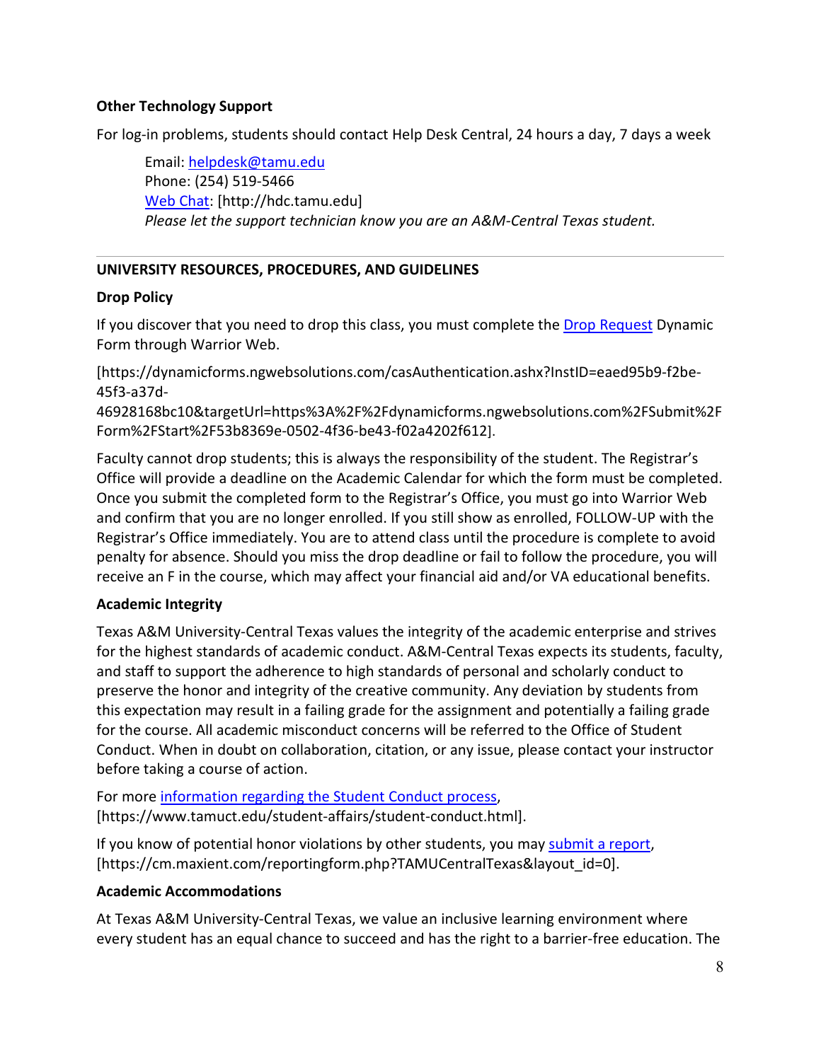**Other Technology Support**

For log-in problems, students should contact Help Desk Central, 24 hours a day, 7 days a week

> Email: helpdesk@tamu.edu
> Phone: (254) 519-5466
> Web Chat: [http://hdc.tamu.edu]
> *Please let the support technician know you are an A&M-Central Texas student.*

---

**UNIVERSITY RESOURCES, PROCEDURES, AND GUIDELINES**

**Drop Policy**

If you discover that you need to drop this class, you must complete the Drop Request Dynamic Form through Warrior Web.

[https://dynamicforms.ngwebsolutions.com/casAuthentication.ashx?InstID=eaed95b9-f2be-45f3-a37d-46928168bc10&targetUrl=https%3A%2F%2Fdynamicforms.ngwebsolutions.com%2FSubmit%2FForm%2FStart%2F53b8369e-0502-4f36-be43-f02a4202f612].

Faculty cannot drop students; this is always the responsibility of the student. The Registrar's Office will provide a deadline on the Academic Calendar for which the form must be completed. Once you submit the completed form to the Registrar's Office, you must go into Warrior Web and confirm that you are no longer enrolled. If you still show as enrolled, FOLLOW-UP with the Registrar's Office immediately. You are to attend class until the procedure is complete to avoid penalty for absence. Should you miss the drop deadline or fail to follow the procedure, you will receive an F in the course, which may affect your financial aid and/or VA educational benefits.

**Academic Integrity**

Texas A&M University-Central Texas values the integrity of the academic enterprise and strives for the highest standards of academic conduct. A&M-Central Texas expects its students, faculty, and staff to support the adherence to high standards of personal and scholarly conduct to preserve the honor and integrity of the creative community. Any deviation by students from this expectation may result in a failing grade for the assignment and potentially a failing grade for the course. All academic misconduct concerns will be referred to the Office of Student Conduct. When in doubt on collaboration, citation, or any issue, please contact your instructor before taking a course of action.

For more information regarding the Student Conduct process, [https://www.tamuct.edu/student-affairs/student-conduct.html].

If you know of potential honor violations by other students, you may submit a report, [https://cm.maxient.com/reportingform.php?TAMUCentralTexas&layout_id=0].

**Academic Accommodations**

At Texas A&M University-Central Texas, we value an inclusive learning environment where every student has an equal chance to succeed and has the right to a barrier-free education. The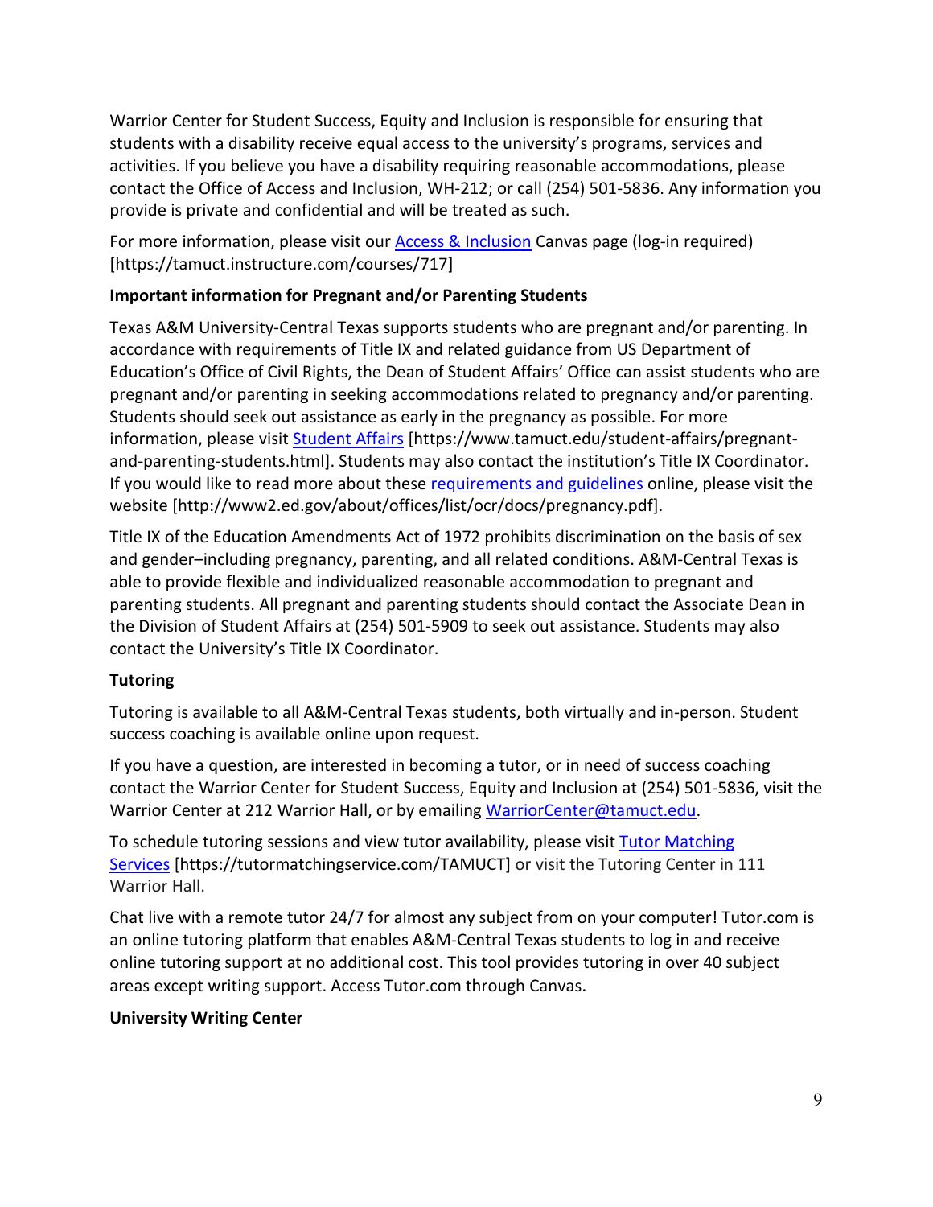Warrior Center for Student Success, Equity and Inclusion is responsible for ensuring that students with a disability receive equal access to the university's programs, services and activities. If you believe you have a disability requiring reasonable accommodations, please contact the Office of Access and Inclusion, WH-212; or call (254) 501-5836. Any information you provide is private and confidential and will be treated as such.

For more information, please visit our Access & Inclusion Canvas page (log-in required) [https://tamuct.instructure.com/courses/717]

**Important information for Pregnant and/or Parenting Students**

Texas A&M University-Central Texas supports students who are pregnant and/or parenting. In accordance with requirements of Title IX and related guidance from US Department of Education's Office of Civil Rights, the Dean of Student Affairs' Office can assist students who are pregnant and/or parenting in seeking accommodations related to pregnancy and/or parenting. Students should seek out assistance as early in the pregnancy as possible. For more information, please visit Student Affairs [https://www.tamuct.edu/student-affairs/pregnant-and-parenting-students.html]. Students may also contact the institution's Title IX Coordinator. If you would like to read more about these requirements and guidelines online, please visit the website [http://www2.ed.gov/about/offices/list/ocr/docs/pregnancy.pdf].

Title IX of the Education Amendments Act of 1972 prohibits discrimination on the basis of sex and gender–including pregnancy, parenting, and all related conditions. A&M-Central Texas is able to provide flexible and individualized reasonable accommodation to pregnant and parenting students. All pregnant and parenting students should contact the Associate Dean in the Division of Student Affairs at (254) 501-5909 to seek out assistance. Students may also contact the University's Title IX Coordinator.

**Tutoring**

Tutoring is available to all A&M-Central Texas students, both virtually and in-person. Student success coaching is available online upon request.

If you have a question, are interested in becoming a tutor, or in need of success coaching contact the Warrior Center for Student Success, Equity and Inclusion at (254) 501-5836, visit the Warrior Center at 212 Warrior Hall, or by emailing WarriorCenter@tamuct.edu.

To schedule tutoring sessions and view tutor availability, please visit Tutor Matching Services [https://tutormatchingservice.com/TAMUCT] or visit the Tutoring Center in 111 Warrior Hall.

Chat live with a remote tutor 24/7 for almost any subject from on your computer! Tutor.com is an online tutoring platform that enables A&M-Central Texas students to log in and receive online tutoring support at no additional cost. This tool provides tutoring in over 40 subject areas except writing support. Access Tutor.com through Canvas.

**University Writing Center**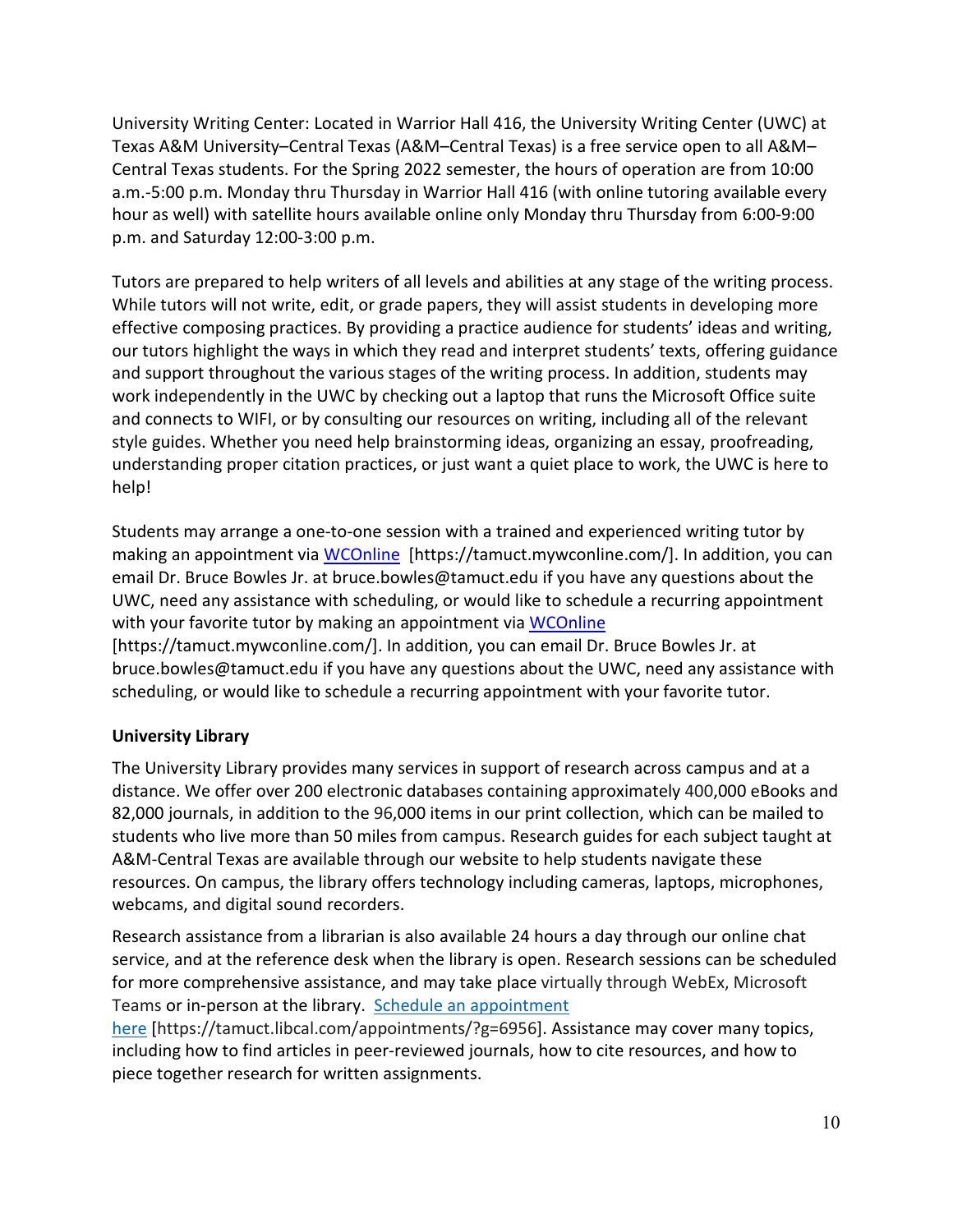University Writing Center: Located in Warrior Hall 416, the University Writing Center (UWC) at Texas A&M University–Central Texas (A&M–Central Texas) is a free service open to all A&M–Central Texas students. For the Spring 2022 semester, the hours of operation are from 10:00 a.m.-5:00 p.m. Monday thru Thursday in Warrior Hall 416 (with online tutoring available every hour as well) with satellite hours available online only Monday thru Thursday from 6:00-9:00 p.m. and Saturday 12:00-3:00 p.m.

Tutors are prepared to help writers of all levels and abilities at any stage of the writing process. While tutors will not write, edit, or grade papers, they will assist students in developing more effective composing practices. By providing a practice audience for students' ideas and writing, our tutors highlight the ways in which they read and interpret students' texts, offering guidance and support throughout the various stages of the writing process. In addition, students may work independently in the UWC by checking out a laptop that runs the Microsoft Office suite and connects to WIFI, or by consulting our resources on writing, including all of the relevant style guides. Whether you need help brainstorming ideas, organizing an essay, proofreading, understanding proper citation practices, or just want a quiet place to work, the UWC is here to help!

Students may arrange a one-to-one session with a trained and experienced writing tutor by making an appointment via [WCOnline](https://tamuct.mywconline.com/) [https://tamuct.mywconline.com/]. In addition, you can email Dr. Bruce Bowles Jr. at bruce.bowles@tamuct.edu if you have any questions about the UWC, need any assistance with scheduling, or would like to schedule a recurring appointment with your favorite tutor by making an appointment via [WCOnline](https://tamuct.mywconline.com/) [https://tamuct.mywconline.com/]. In addition, you can email Dr. Bruce Bowles Jr. at bruce.bowles@tamuct.edu if you have any questions about the UWC, need any assistance with scheduling, or would like to schedule a recurring appointment with your favorite tutor.

**University Library**

The University Library provides many services in support of research across campus and at a distance. We offer over 200 electronic databases containing approximately 400,000 eBooks and 82,000 journals, in addition to the 96,000 items in our print collection, which can be mailed to students who live more than 50 miles from campus. Research guides for each subject taught at A&M-Central Texas are available through our website to help students navigate these resources. On campus, the library offers technology including cameras, laptops, microphones, webcams, and digital sound recorders.

Research assistance from a librarian is also available 24 hours a day through our online chat service, and at the reference desk when the library is open. Research sessions can be scheduled for more comprehensive assistance, and may take place virtually through WebEx, Microsoft Teams or in-person at the library. [Schedule an appointment here](https://tamuct.libcal.com/appointments/?g=6956) [https://tamuct.libcal.com/appointments/?g=6956]. Assistance may cover many topics, including how to find articles in peer-reviewed journals, how to cite resources, and how to piece together research for written assignments.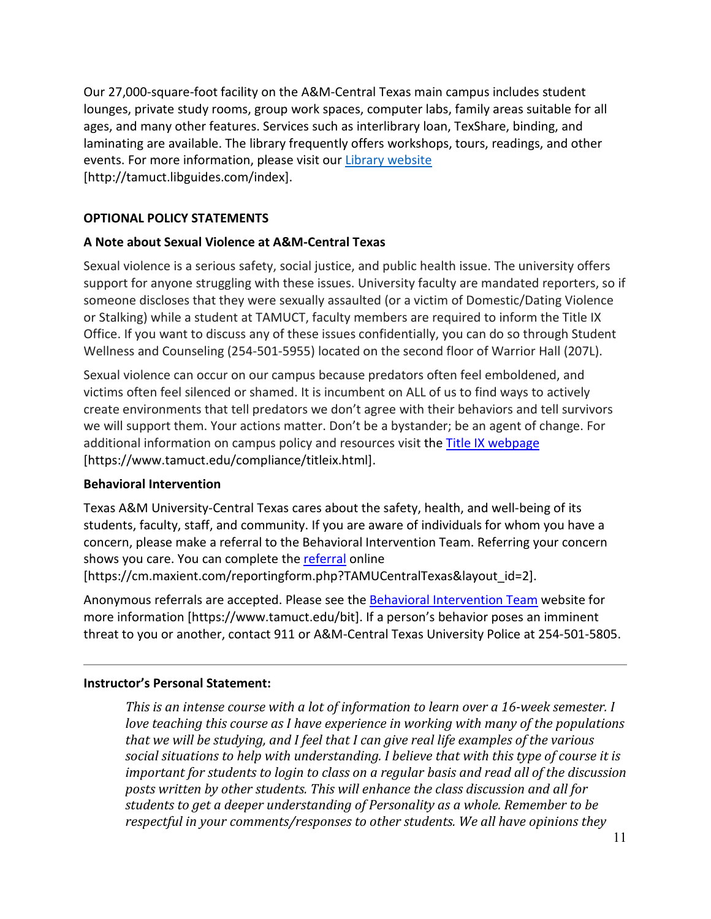Our 27,000-square-foot facility on the A&M-Central Texas main campus includes student lounges, private study rooms, group work spaces, computer labs, family areas suitable for all ages, and many other features. Services such as interlibrary loan, TexShare, binding, and laminating are available. The library frequently offers workshops, tours, readings, and other events. For more information, please visit our Library website [http://tamuct.libguides.com/index].

**OPTIONAL POLICY STATEMENTS**

**A Note about Sexual Violence at A&M-Central Texas**

Sexual violence is a serious safety, social justice, and public health issue. The university offers support for anyone struggling with these issues. University faculty are mandated reporters, so if someone discloses that they were sexually assaulted (or a victim of Domestic/Dating Violence or Stalking) while a student at TAMUCT, faculty members are required to inform the Title IX Office. If you want to discuss any of these issues confidentially, you can do so through Student Wellness and Counseling (254-501-5955) located on the second floor of Warrior Hall (207L).

Sexual violence can occur on our campus because predators often feel emboldened, and victims often feel silenced or shamed. It is incumbent on ALL of us to find ways to actively create environments that tell predators we don't agree with their behaviors and tell survivors we will support them. Your actions matter. Don't be a bystander; be an agent of change. For additional information on campus policy and resources visit the Title IX webpage [https://www.tamuct.edu/compliance/titleix.html].

**Behavioral Intervention**

Texas A&M University-Central Texas cares about the safety, health, and well-being of its students, faculty, staff, and community. If you are aware of individuals for whom you have a concern, please make a referral to the Behavioral Intervention Team. Referring your concern shows you care. You can complete the referral online [https://cm.maxient.com/reportingform.php?TAMUCentralTexas&layout_id=2].

Anonymous referrals are accepted. Please see the Behavioral Intervention Team website for more information [https://www.tamuct.edu/bit]. If a person's behavior poses an imminent threat to you or another, contact 911 or A&M-Central Texas University Police at 254-501-5805.

---

**Instructor's Personal Statement:**

*This is an intense course with a lot of information to learn over a 16-week semester. I love teaching this course as I have experience in working with many of the populations that we will be studying, and I feel that I can give real life examples of the various social situations to help with understanding. I believe that with this type of course it is important for students to login to class on a regular basis and read all of the discussion posts written by other students. This will enhance the class discussion and all for students to get a deeper understanding of Personality as a whole. Remember to be respectful in your comments/responses to other students. We all have opinions they*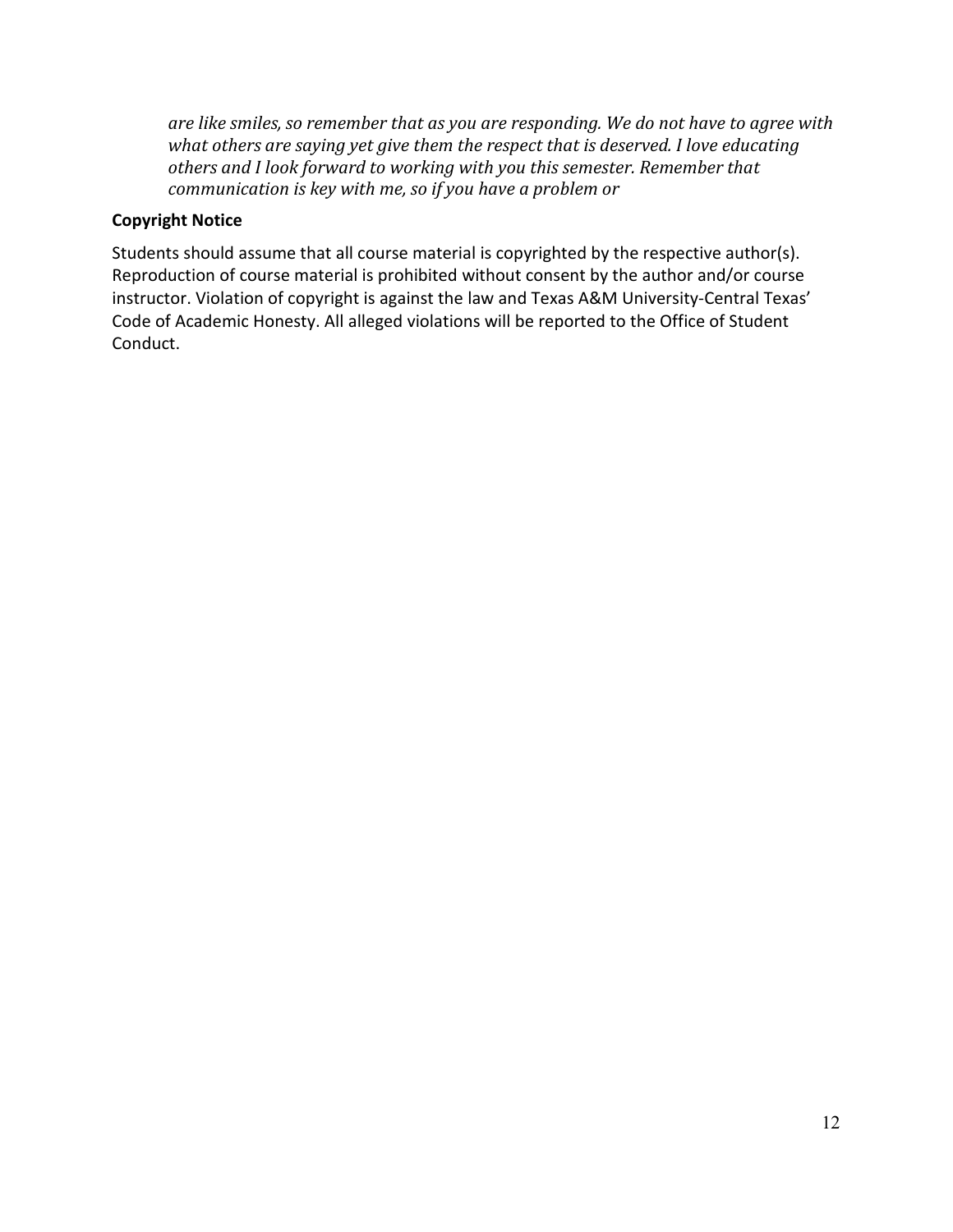*are like smiles, so remember that as you are responding. We do not have to agree with what others are saying yet give them the respect that is deserved. I love educating others and I look forward to working with you this semester. Remember that communication is key with me, so if you have a problem or*

**Copyright Notice**

Students should assume that all course material is copyrighted by the respective author(s). Reproduction of course material is prohibited without consent by the author and/or course instructor. Violation of copyright is against the law and Texas A&M University-Central Texas' Code of Academic Honesty. All alleged violations will be reported to the Office of Student Conduct.